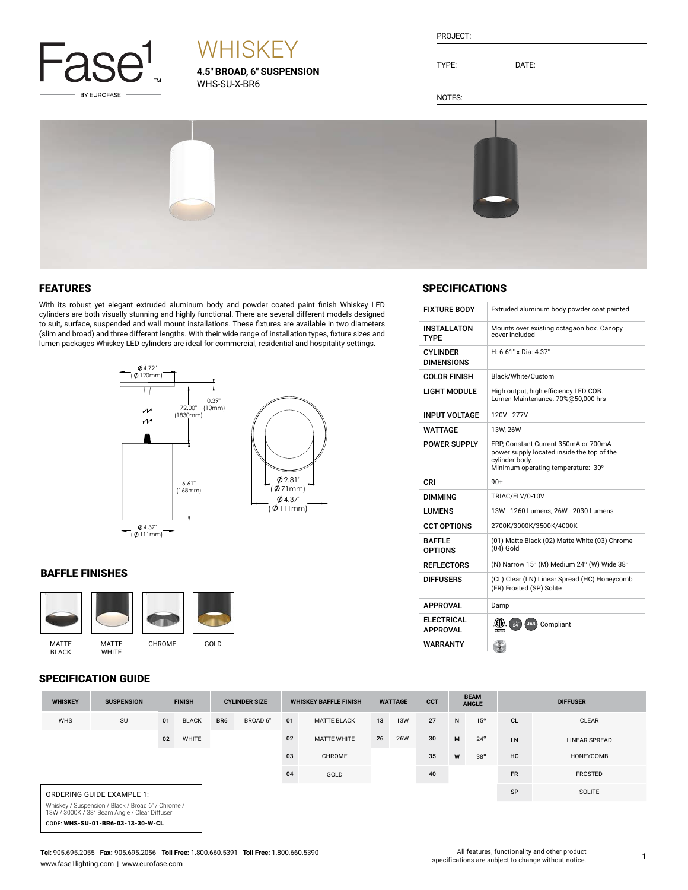# Fase1 BY EUROFASE

## WHISKEY

**4.5" BROAD, 6" SUSPENSION**

WHS-SU-X-BR6

PROJECT:

TYPE: DATE:

NOTES:

## FEATURES

With its robust yet elegant extruded aluminum body and powder coated paint finish Whiskey LED cylinders are both visually stunning and highly functional. There are several different models designed to suit, surface, suspended and wall mount installations. These fixtures are available in two diameters (slim and broad) and three different lengths. With their wide range of installation types, fixture sizes and lumen packages Whiskey LED cylinders are ideal for commercial, residential and hospitality settings.

Ø4.72" (Ø120mm)
0.39" (10mm)
72.00" (1830mm)
6.61" (168mm)
Ø4.37" (Ø111mm)
Ø2.81" (Ø71mm)
Ø4.37" (Ø111mm)

## BAFFLE FINISHES

MATTE BLACK | MATTE WHITE | CHROME | GOLD

## SPECIFICATIONS

| | |
|---|---|
| FIXTURE BODY | Extruded aluminum body powder coat painted |
| INSTALLATON TYPE | Mounts over existing octagaon box. Canopy cover included |
| CYLINDER DIMENSIONS | H: 6.61" x Dia: 4.37" |
| COLOR FINISH | Black/White/Custom |
| LIGHT MODULE | High output, high efficiency LED COB. Lumen Maintenance: 70%@50,000 hrs |
| INPUT VOLTAGE | 120V - 277V |
| WATTAGE | 13W, 26W |
| POWER SUPPLY | ERP, Constant Current 350mA or 700mA power supply located inside the top of the cylinder body. Minimum operating temperature: -30° |
| CRI | 90+ |
| DIMMING | TRIAC/ELV/0-10V |
| LUMENS | 13W - 1260 Lumens, 26W - 2030 Lumens |
| CCT OPTIONS | 2700K/3000K/3500K/4000K |
| BAFFLE OPTIONS | (01) Matte Black (02) Matte White (03) Chrome (04) Gold |
| REFLECTORS | (N) Narrow 15° (M) Medium 24° (W) Wide 38° |
| DIFFUSERS | (CL) Clear (LN) Linear Spread (HC) Honeycomb (FR) Frosted (SP) Solite |
| APPROVAL | Damp |
| ELECTRICAL APPROVAL | Compliant |
| WARRANTY | |

## SPECIFICATION GUIDE

| WHISKEY | SUSPENSION | FINISH | | CYLINDER SIZE | | WHISKEY BAFFLE FINISH | | WATTAGE | | CCT | BEAM ANGLE | | DIFFUSER | |
|---|---|---|---|---|---|---|---|---|---|---|---|---|---|---|
| WHS | SU | 01 | BLACK | BR6 | BROAD 6" | 01 | MATTE BLACK | 13 | 13W | 27 | N | 15° | CL | CLEAR |
| | | 02 | WHITE | | | 02 | MATTE WHITE | 26 | 26W | 30 | M | 24° | LN | LINEAR SPREAD |
| | | | | | | 03 | CHROME | | | 35 | W | 38° | HC | HONEYCOMB |
| | | | | | | 04 | GOLD | | | 40 | | | FR | FROSTED |
| | | | | | | | | | | | | | SP | SOLITE |

ORDERING GUIDE EXAMPLE 1:

Whiskey / Suspension / Black / Broad 6" / Chrome / 13W / 3000K / 38° Beam Angle / Clear Diffuser

CODE: **WHS-SU-01-BR6-03-13-30-W-CL**

**Tel:** 905.695.2055 **Fax:** 905.695.2056 **Toll Free:** 1.800.660.5391 **Toll Free:** 1.800.660.5390
www.fase1lighting.com | www.eurofase.com

All features, functionality and other product specifications are subject to change without notice.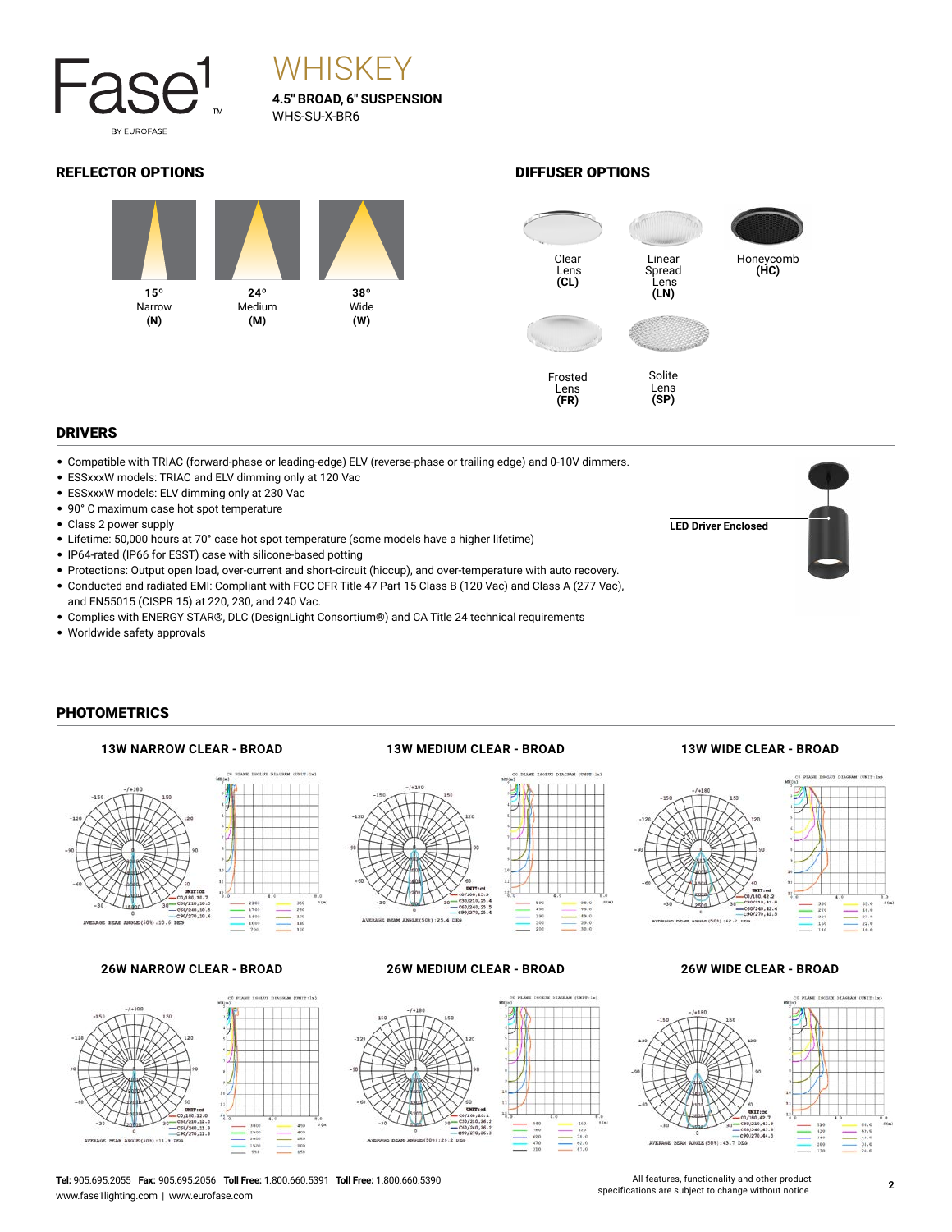# WHISKEY

**4.5" BROAD, 6" SUSPENSION**

WHS-SU-X-BR6

## REFLECTOR OPTIONS

**15º** Narrow **(N)**

**24º** Medium **(M)**

**38º** Wide **(W)**

## DIFFUSER OPTIONS

Clear Lens **(CL)**

Linear Spread Lens **(LN)**

Honeycomb **(HC)**

Frosted Lens **(FR)**

Solite Lens **(SP)**

## DRIVERS

- Compatible with TRIAC (forward-phase or leading-edge) ELV (reverse-phase or trailing edge) and 0-10V dimmers.
- ESSxxxW models: TRIAC and ELV dimming only at 120 Vac
- ESSxxxW models: ELV dimming only at 230 Vac
- 90° C maximum case hot spot temperature
- Class 2 power supply
- Lifetime: 50,000 hours at 70° case hot spot temperature (some models have a higher lifetime)
- IP64-rated (IP66 for ESST) case with silicone-based potting
- Protections: Output open load, over-current and short-circuit (hiccup), and over-temperature with auto recovery.
- Conducted and radiated EMI: Compliant with FCC CFR Title 47 Part 15 Class B (120 Vac) and Class A (277 Vac), and EN55015 (CISPR 15) at 220, 230, and 240 Vac.
- Complies with ENERGY STAR®, DLC (DesignLight Consortium®) and CA Title 24 technical requirements
- Worldwide safety approvals

**LED Driver Enclosed**

## PHOTOMETRICS

### 13W NARROW CLEAR - BROAD

AVERAGE BEAM ANGLE (50%): 10.6 DEG

### 13W MEDIUM CLEAR - BROAD

AVERAGE BEAM ANGLE (50%): 25.4 DEG

### 13W WIDE CLEAR - BROAD

AVERAGE BEAM ANGLE (50%): 42.2 DEG

### 26W NARROW CLEAR - BROAD

AVERAGE BEAM ANGLE (50%): 11.9 DEG

### 26W MEDIUM CLEAR - BROAD

AVERAGE BEAM ANGLE (50%): 26.2 DEG

### 26W WIDE CLEAR - BROAD

AVERAGE BEAM ANGLE (50%): 43.7 DEG

**Tel:** 905.695.2055 **Fax:** 905.695.2056 **Toll Free:** 1.800.660.5391 **Toll Free:** 1.800.660.5390
www.fase1lighting.com | www.eurofase.com

All features, functionality and other product specifications are subject to change without notice.